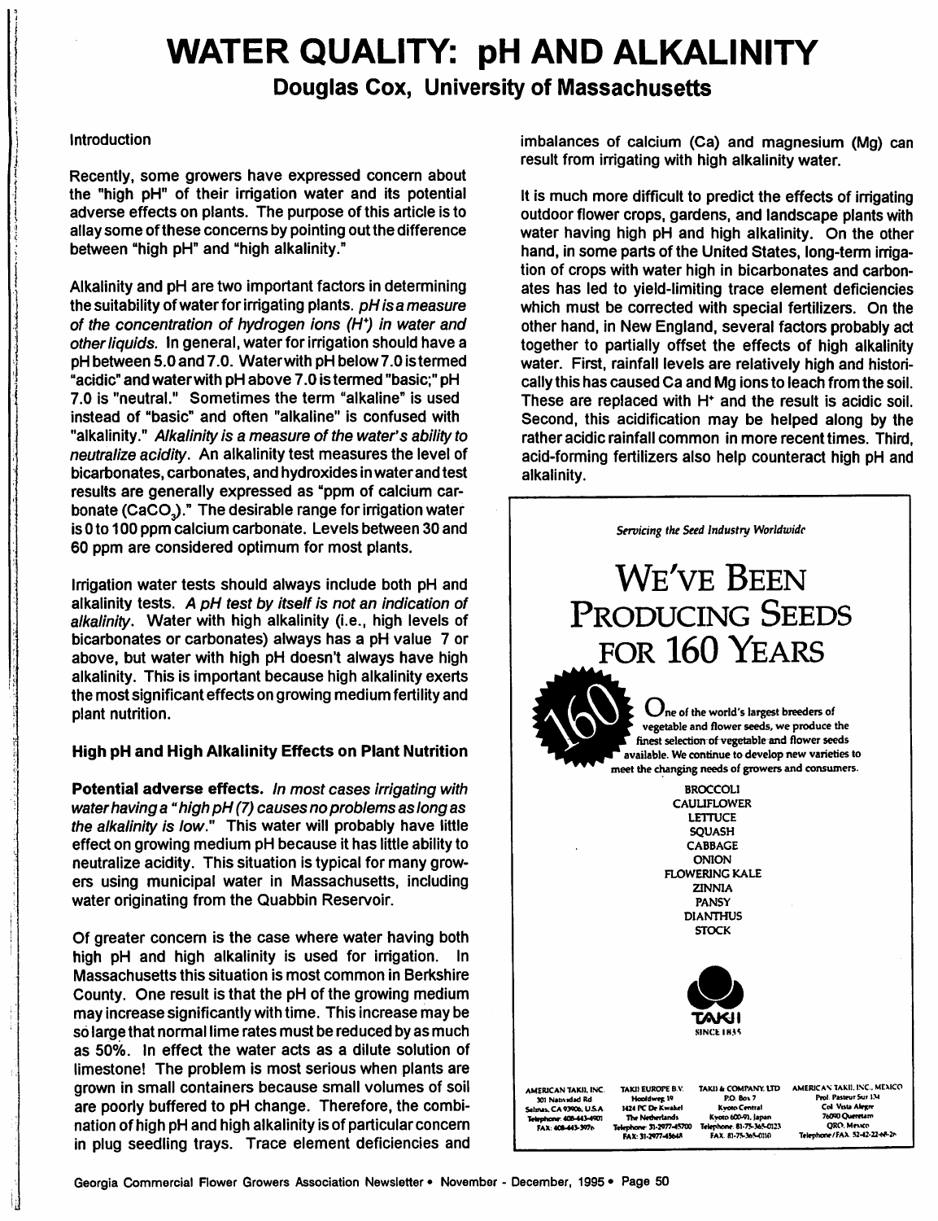# WATER QUALITY: pH AND ALKALINITY

## Douglas Cox, University of Massachusetts

### Introduction

Recently, some growers have expressed concern about the "high pH" of their irrigation water and its potential adverse effects on plants. The purpose of this article is to allay some of these concerns by pointing out the difference between "high pH" and "high alkalinity."

Alkalinity and pH are two important factors in determining the suitability of water for irrigating plants. *pH is a measure of the concentration of hydrogen ions ($H^+$) in water and other liquids.* In general, water for irrigation should have a pH between 5.0 and 7.0. Water with pH below 7.0 is termed "acidic" and water with pH above 7.0 is termed "basic;" pH 7.0 is "neutral." Sometimes the term "alkaline" is used instead of "basic" and often "alkaline" is confused with "alkalinity." *Alkalinity is a measure of the water's ability to neutralize acidity.* An alkalinity test measures the level of bicarbonates, carbonates, and hydroxides in water and test results are generally expressed as "ppm of calcium carbonate ($CaCO_3$)." The desirable range for irrigation water is 0 to 100 ppm calcium carbonate. Levels between 30 and 60 ppm are considered optimum for most plants.

Irrigation water tests should always include both pH and alkalinity tests. *A pH test by itself is not an indication of alkalinity.* Water with high alkalinity (i.e., high levels of bicarbonates or carbonates) always has a pH value 7 or above, but water with high pH doesn't always have high alkalinity. This is important because high alkalinity exerts the most significant effects on growing medium fertility and plant nutrition.

### High pH and High Alkalinity Effects on Plant Nutrition

**Potential adverse effects.** *In most cases irrigating with water having a "high pH (7) causes no problems as long as the alkalinity is low."* This water will probably have little effect on growing medium pH because it has little ability to neutralize acidity. This situation is typical for many growers using municipal water in Massachusetts, including water originating from the Quabbin Reservoir.

Of greater concern is the case where water having both high pH and high alkalinity is used for irrigation. In Massachusetts this situation is most common in Berkshire County. One result is that the pH of the growing medium may increase significantly with time. This increase may be so large that normal lime rates must be reduced by as much as 50%. In effect the water acts as a dilute solution of limestone! The problem is most serious when plants are grown in small containers because small volumes of soil are poorly buffered to pH change. Therefore, the combination of high pH and high alkalinity is of particular concern in plug seedling trays. Trace element deficiencies and imbalances of calcium (Ca) and magnesium (Mg) can result from irrigating with high alkalinity water.

It is much more difficult to predict the effects of irrigating outdoor flower crops, gardens, and landscape plants with water having high pH and high alkalinity. On the other hand, in some parts of the United States, long-term irrigation of crops with water high in bicarbonates and carbonates has led to yield-limiting trace element deficiencies which must be corrected with special fertilizers. On the other hand, in New England, several factors probably act together to partially offset the effects of high alkalinity water. First, rainfall levels are relatively high and historically this has caused Ca and Mg ions to leach from the soil. These are replaced with $H^+$ and the result is acidic soil. Second, this acidification may be helped along by the rather acidic rainfall common in more recent times. Third, acid-forming fertilizers also help counteract high pH and alkalinity.

*Servicing the Seed Industry Worldwide*

# WE'VE BEEN PRODUCING SEEDS FOR 160 YEARS

160

One of the world's largest breeders of vegetable and flower seeds, we produce the finest selection of vegetable and flower seeds available. We continue to develop new varieties to meet the changing needs of growers and consumers.

BROCCOLI
CAULIFLOWER
LETTUCE
SQUASH
CABBAGE
ONION
FLOWERING KALE
ZINNIA
PANSY
DIANTHUS
STOCK

TAKII
SINCE 1835

AMERICAN TAKII, INC. 301 Natividad Rd Salinas, CA 93906, U.S.A. Telephone: 408-443-4901 FAX: 408-443-3976

TAKII EUROPE B.V. Hoofdweg 19 1424 PC De Kwakel The Netherlands Telephone: 31-2977-45700 FAX: 31-2977-45648

TAKII & COMPANY, LTD P.O. Box 7 Kyoto Central Kyoto 600-91, Japan Telephone: 81-75-365-0123 FAX: 81-75-365-0110

AMERICAN TAKII, INC., MEXICO Prol. Pasteur Sur 134 Col. Vista Alegre 76090 Queretaro QRO, Mexico Telephone/FAX: 52-42-22-68-26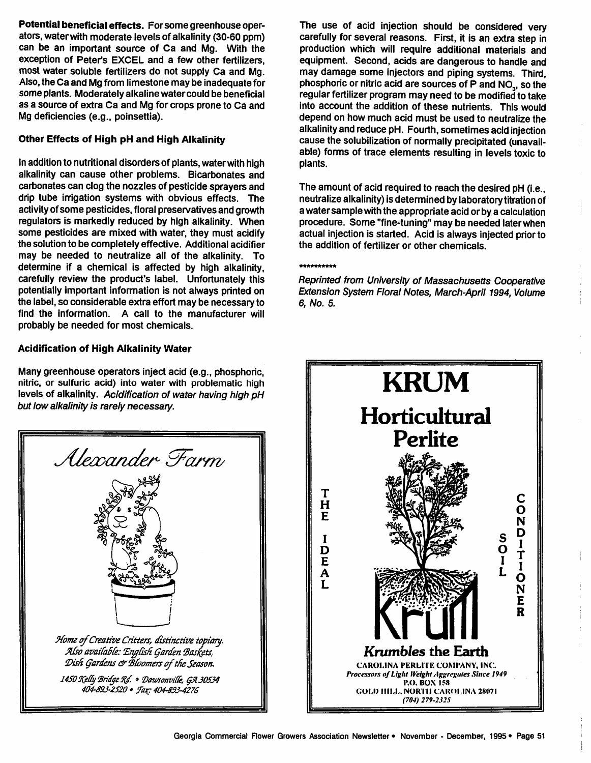**Potential beneficial effects.** For some greenhouse operators, water with moderate levels of alkalinity (30-60 ppm) can be an important source of Ca and Mg. With the exception of Peter's EXCEL and a few other fertilizers, most water soluble fertilizers do not supply Ca and Mg. Also, the Ca and Mg from limestone may be inadequate for some plants. Moderately alkaline water could be beneficial as a source of extra Ca and Mg for crops prone to Ca and Mg deficiencies (e.g., poinsettia).

### Other Effects of High pH and High Alkalinity

In addition to nutritional disorders of plants, water with high alkalinity can cause other problems. Bicarbonates and carbonates can clog the nozzles of pesticide sprayers and drip tube irrigation systems with obvious effects. The activity of some pesticides, floral preservatives and growth regulators is markedly reduced by high alkalinity. When some pesticides are mixed with water, they must acidify the solution to be completely effective. Additional acidifier may be needed to neutralize all of the alkalinity. To determine if a chemical is affected by high alkalinity, carefully review the product's label. Unfortunately this potentially important information is not always printed on the label, so considerable extra effort may be necessary to find the information. A call to the manufacturer will probably be needed for most chemicals.

### Acidification of High Alkalinity Water

Many greenhouse operators inject acid (e.g., phosphoric, nitric, or sulfuric acid) into water with problematic high levels of alkalinity. *Acidification of water having high pH but low alkalinity is rarely necessary.*

The use of acid injection should be considered very carefully for several reasons. First, it is an extra step in production which will require additional materials and equipment. Second, acids are dangerous to handle and may damage some injectors and piping systems. Third, phosphoric or nitric acid are sources of P and $NO_3$, so the regular fertilizer program may need to be modified to take into account the addition of these nutrients. This would depend on how much acid must be used to neutralize the alkalinity and reduce pH. Fourth, sometimes acid injection cause the solubilization of normally precipitated (unavailable) forms of trace elements resulting in levels toxic to plants.

The amount of acid required to reach the desired pH (i.e., neutralize alkalinity) is determined by laboratory titration of a water sample with the appropriate acid or by a calculation procedure. Some "fine-tuning" may be needed later when actual injection is started. Acid is always injected prior to the addition of fertilizer or other chemicals.

**********

*Reprinted from University of Massachusetts Cooperative Extension System Floral Notes, March-April 1994, Volume 6, No. 5.*

*Alexander Farm*

*Home of Creative Critters, distinctive topiary.*
*Also available: English Garden Baskets, Dish Gardens & Bloomers of the Season.*

*1450 Kelly Bridge Rd. • Dawsonville, GA 30534*
*404-893-2520 • Fax: 404-893-4276*

**KRUM**

**Horticultural Perlite**

THE IDEAL SOIL CONDITIONER

***Krumbles* the Earth**

CAROLINA PERLITE COMPANY, INC.
*Processors of Light Weight Aggregates Since 1949*
P.O. BOX 158
GOLD HILL, NORTH CAROLINA 28071
*(704) 279-2325*